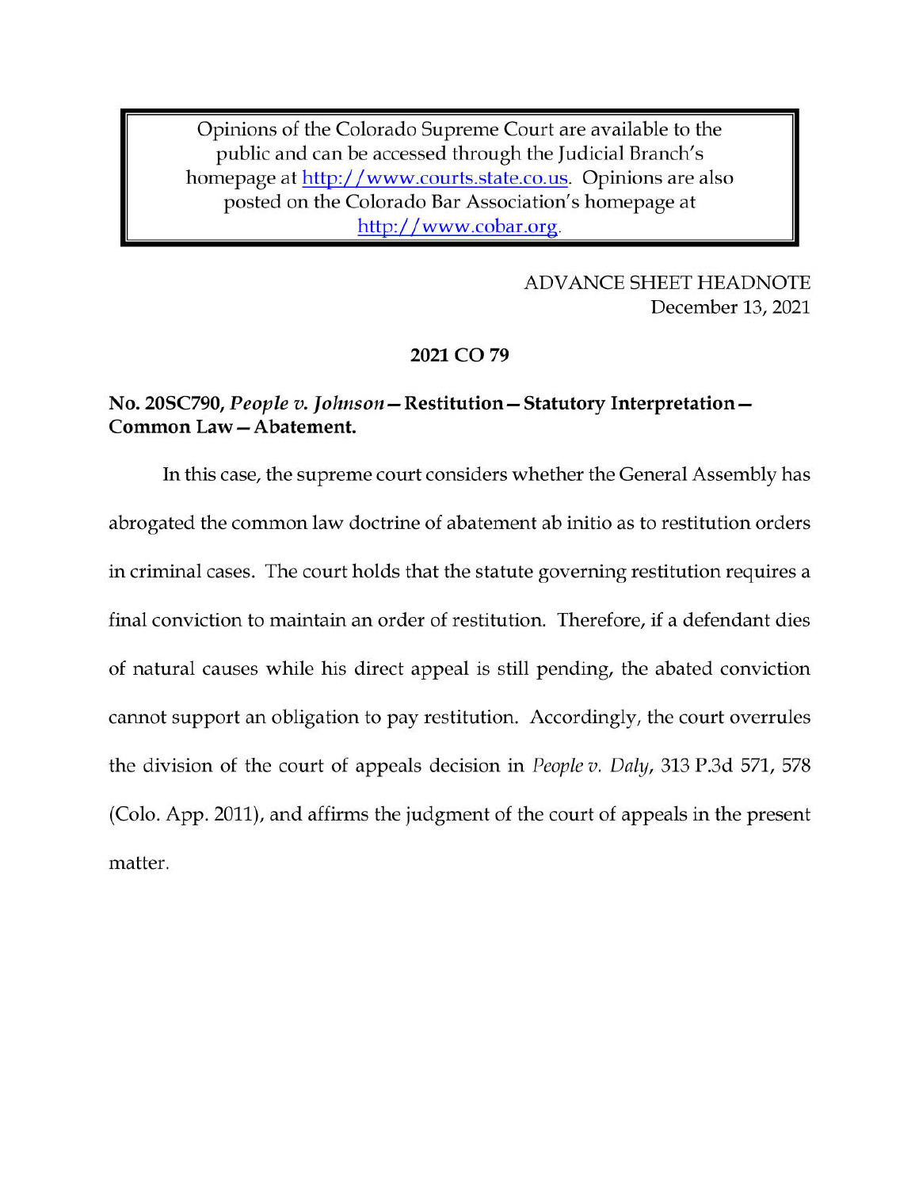Opinions of the Colorado Supreme Court are available to the public and can be accessed through the Judicial Branch's homepage at http://www.courts.state.co.us. Opinions are also posted on the Colorado Bar Association's homepage at http://www.cobar.org.

ADVANCE SHEET HEADNOTE
December 13, 2021

**2021 CO 79**

**No. 20SC790, *People v. Johnson* — Restitution — Statutory Interpretation — Common Law — Abatement.**

In this case, the supreme court considers whether the General Assembly has abrogated the common law doctrine of abatement ab initio as to restitution orders in criminal cases. The court holds that the statute governing restitution requires a final conviction to maintain an order of restitution. Therefore, if a defendant dies of natural causes while his direct appeal is still pending, the abated conviction cannot support an obligation to pay restitution. Accordingly, the court overrules the division of the court of appeals decision in *People v. Daly*, 313 P.3d 571, 578 (Colo. App. 2011), and affirms the judgment of the court of appeals in the present matter.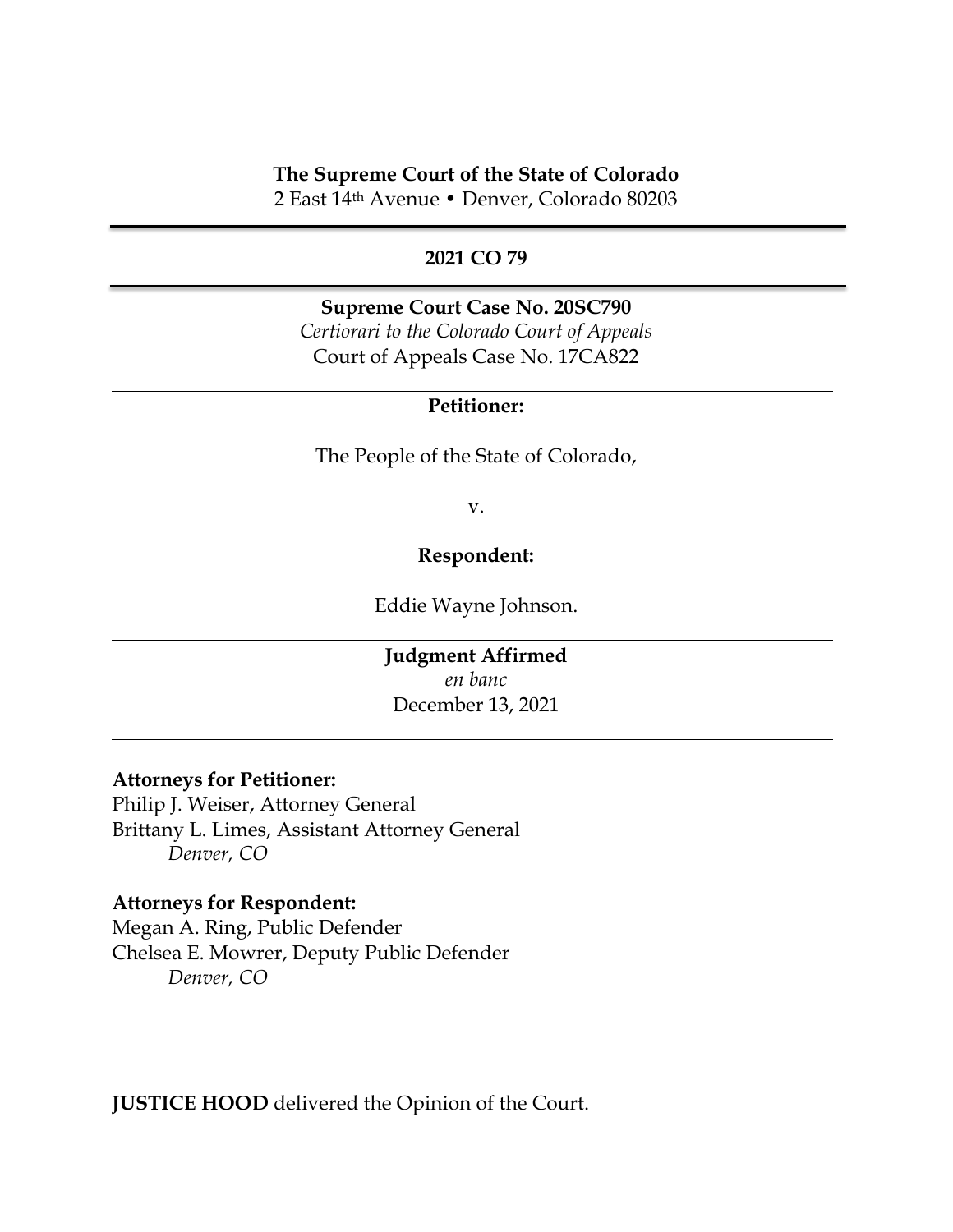**The Supreme Court of the State of Colorado**
2 East 14th Avenue • Denver, Colorado 80203

---

**2021 CO 79**

---

**Supreme Court Case No. 20SC790**
*Certiorari to the Colorado Court of Appeals*
Court of Appeals Case No. 17CA822

---

**Petitioner:**

The People of the State of Colorado,

v.

**Respondent:**

Eddie Wayne Johnson.

---

**Judgment Affirmed**
*en banc*
December 13, 2021

---

**Attorneys for Petitioner:**
Philip J. Weiser, Attorney General
Brittany L. Limes, Assistant Attorney General
*Denver, CO*

**Attorneys for Respondent:**
Megan A. Ring, Public Defender
Chelsea E. Mowrer, Deputy Public Defender
*Denver, CO*

**JUSTICE HOOD** delivered the Opinion of the Court.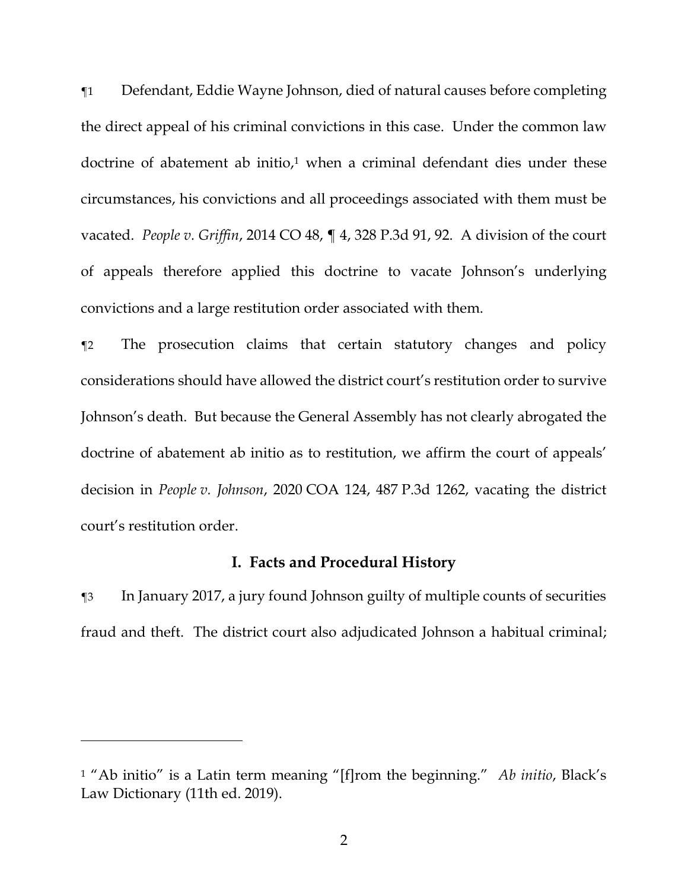¶1 Defendant, Eddie Wayne Johnson, died of natural causes before completing the direct appeal of his criminal convictions in this case. Under the common law doctrine of abatement ab initio,[1] when a criminal defendant dies under these circumstances, his convictions and all proceedings associated with them must be vacated. *People v. Griffin*, 2014 CO 48, ¶ 4, 328 P.3d 91, 92. A division of the court of appeals therefore applied this doctrine to vacate Johnson's underlying convictions and a large restitution order associated with them.

¶2 The prosecution claims that certain statutory changes and policy considerations should have allowed the district court's restitution order to survive Johnson's death. But because the General Assembly has not clearly abrogated the doctrine of abatement ab initio as to restitution, we affirm the court of appeals' decision in *People v. Johnson*, 2020 COA 124, 487 P.3d 1262, vacating the district court's restitution order.

## I. Facts and Procedural History

¶3 In January 2017, a jury found Johnson guilty of multiple counts of securities fraud and theft. The district court also adjudicated Johnson a habitual criminal;

---

[1] "Ab initio" is a Latin term meaning "[f]rom the beginning." *Ab initio*, Black's Law Dictionary (11th ed. 2019).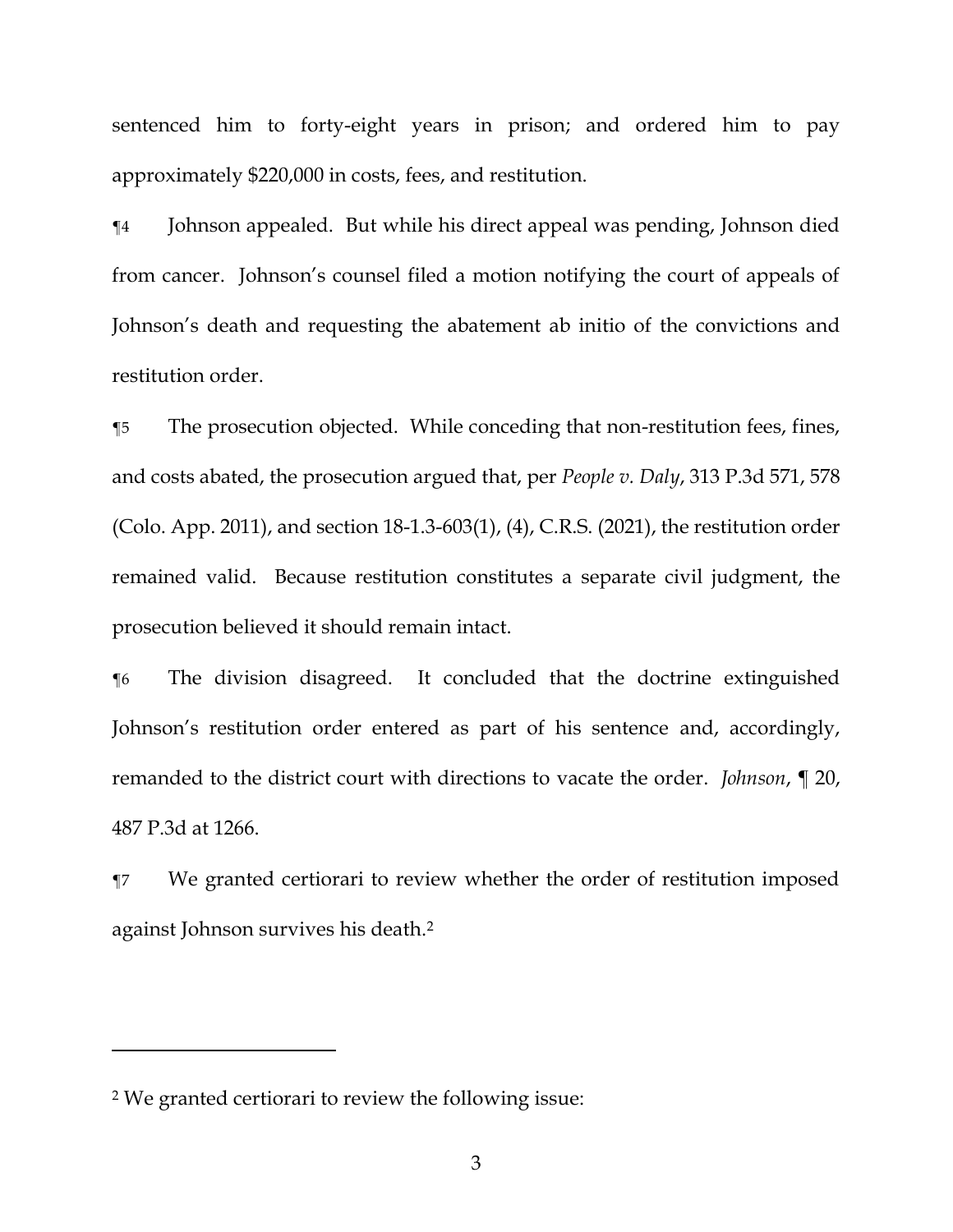sentenced him to forty-eight years in prison; and ordered him to pay approximately $220,000 in costs, fees, and restitution.

¶4 Johnson appealed. But while his direct appeal was pending, Johnson died from cancer. Johnson's counsel filed a motion notifying the court of appeals of Johnson's death and requesting the abatement ab initio of the convictions and restitution order.

¶5 The prosecution objected. While conceding that non-restitution fees, fines, and costs abated, the prosecution argued that, per *People v. Daly*, 313 P.3d 571, 578 (Colo. App. 2011), and section 18-1.3-603(1), (4), C.R.S. (2021), the restitution order remained valid. Because restitution constitutes a separate civil judgment, the prosecution believed it should remain intact.

¶6 The division disagreed. It concluded that the doctrine extinguished Johnson's restitution order entered as part of his sentence and, accordingly, remanded to the district court with directions to vacate the order. *Johnson*, ¶ 20, 487 P.3d at 1266.

¶7 We granted certiorari to review whether the order of restitution imposed against Johnson survives his death.[2]

---

[2] We granted certiorari to review the following issue: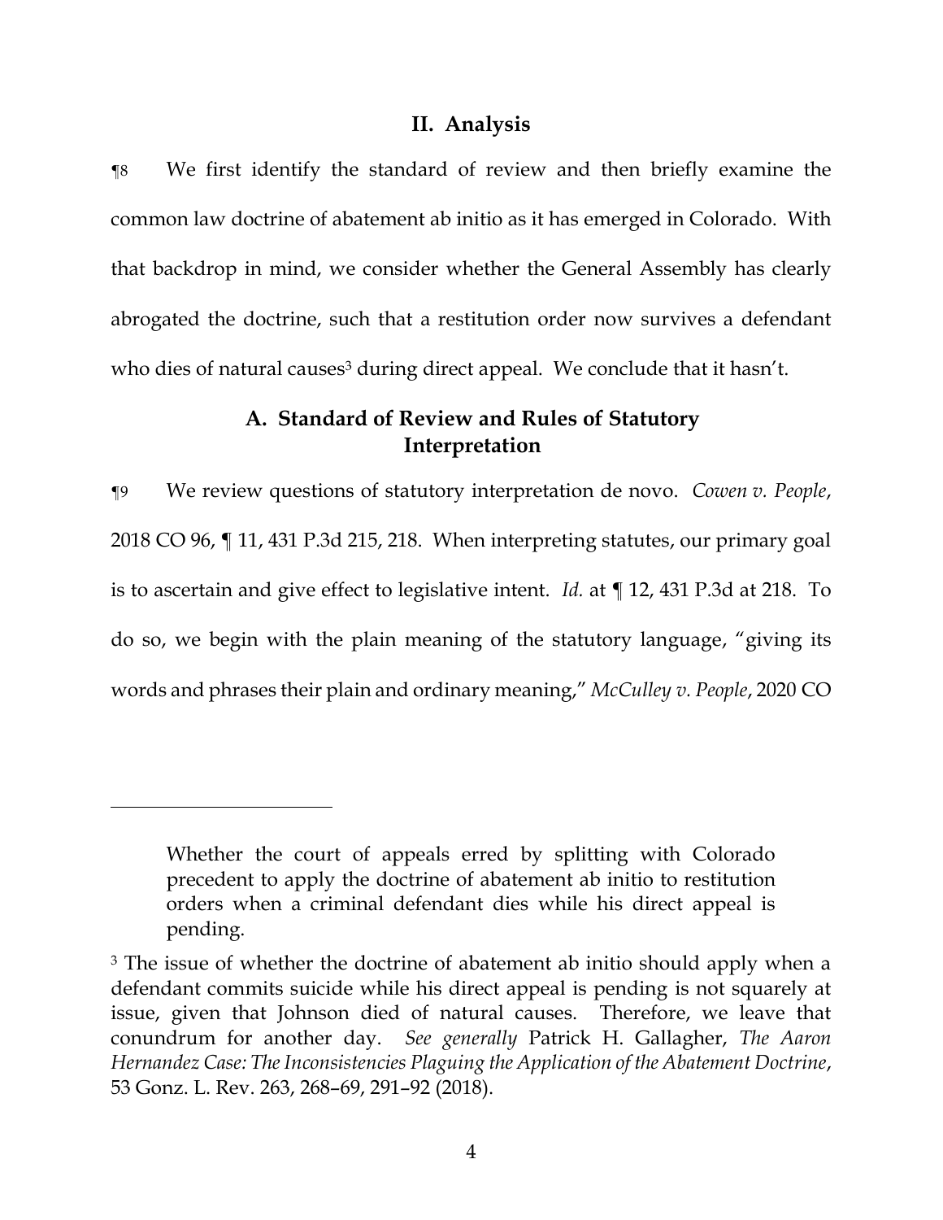## II. Analysis

¶8 We first identify the standard of review and then briefly examine the common law doctrine of abatement ab initio as it has emerged in Colorado. With that backdrop in mind, we consider whether the General Assembly has clearly abrogated the doctrine, such that a restitution order now survives a defendant who dies of natural causes[3] during direct appeal. We conclude that it hasn't.

### A. Standard of Review and Rules of Statutory Interpretation

¶9 We review questions of statutory interpretation de novo. *Cowen v. People*, 2018 CO 96, ¶ 11, 431 P.3d 215, 218. When interpreting statutes, our primary goal is to ascertain and give effect to legislative intent. *Id.* at ¶ 12, 431 P.3d at 218. To do so, we begin with the plain meaning of the statutory language, "giving its words and phrases their plain and ordinary meaning," *McCulley v. People*, 2020 CO

---

> Whether the court of appeals erred by splitting with Colorado precedent to apply the doctrine of abatement ab initio to restitution orders when a criminal defendant dies while his direct appeal is pending.

[3] The issue of whether the doctrine of abatement ab initio should apply when a defendant commits suicide while his direct appeal is pending is not squarely at issue, given that Johnson died of natural causes. Therefore, we leave that conundrum for another day. *See generally* Patrick H. Gallagher, *The Aaron Hernandez Case: The Inconsistencies Plaguing the Application of the Abatement Doctrine*, 53 Gonz. L. Rev. 263, 268–69, 291–92 (2018).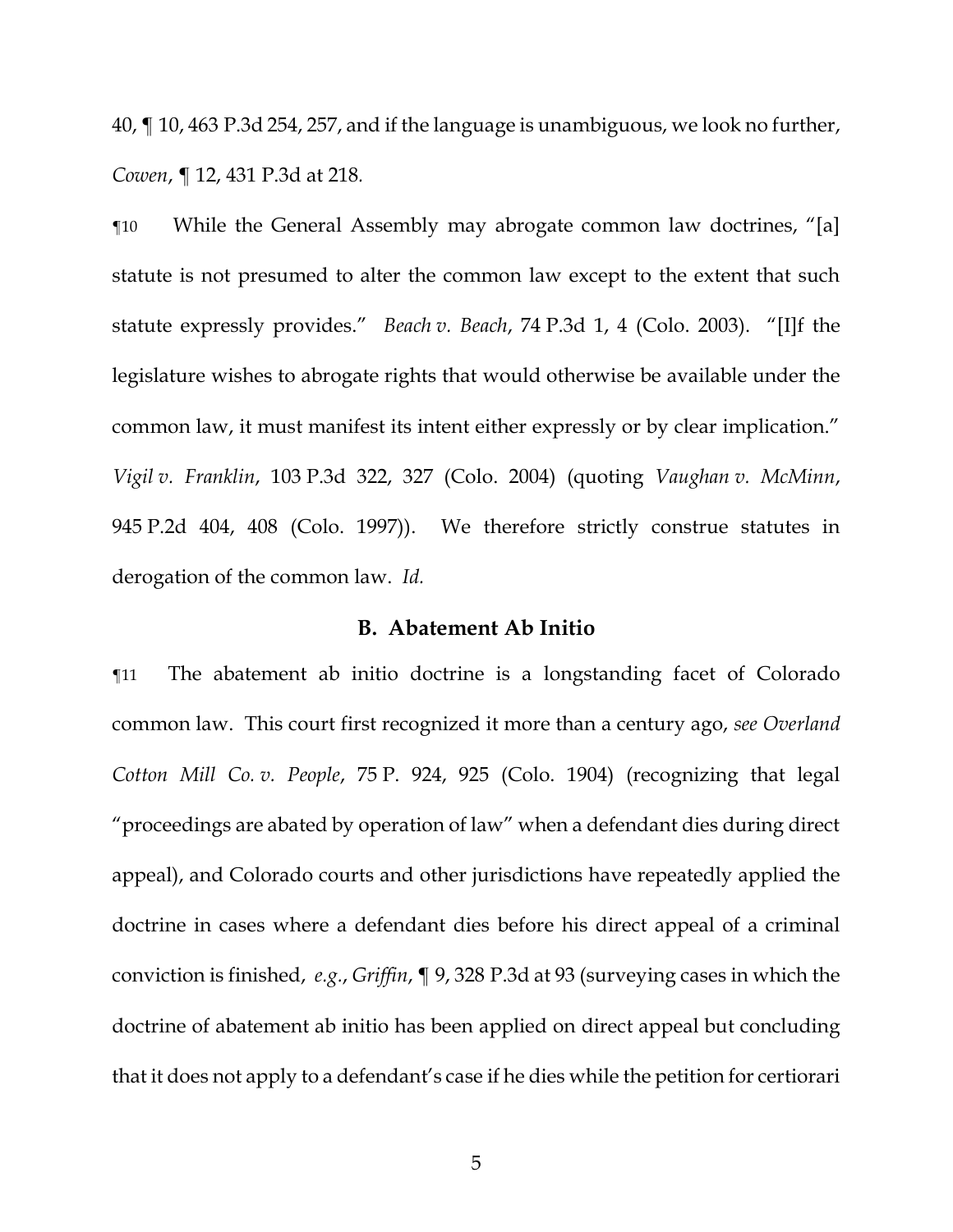40, ¶ 10, 463 P.3d 254, 257, and if the language is unambiguous, we look no further, *Cowen*, ¶ 12, 431 P.3d at 218.

¶10 While the General Assembly may abrogate common law doctrines, "[a] statute is not presumed to alter the common law except to the extent that such statute expressly provides." *Beach v. Beach*, 74 P.3d 1, 4 (Colo. 2003). "[I]f the legislature wishes to abrogate rights that would otherwise be available under the common law, it must manifest its intent either expressly or by clear implication." *Vigil v. Franklin*, 103 P.3d 322, 327 (Colo. 2004) (quoting *Vaughan v. McMinn*, 945 P.2d 404, 408 (Colo. 1997)). We therefore strictly construe statutes in derogation of the common law. *Id.*

### B. Abatement Ab Initio

¶11 The abatement ab initio doctrine is a longstanding facet of Colorado common law. This court first recognized it more than a century ago, *see Overland Cotton Mill Co. v. People*, 75 P. 924, 925 (Colo. 1904) (recognizing that legal "proceedings are abated by operation of law" when a defendant dies during direct appeal), and Colorado courts and other jurisdictions have repeatedly applied the doctrine in cases where a defendant dies before his direct appeal of a criminal conviction is finished, *e.g.*, *Griffin*, ¶ 9, 328 P.3d at 93 (surveying cases in which the doctrine of abatement ab initio has been applied on direct appeal but concluding that it does not apply to a defendant's case if he dies while the petition for certiorari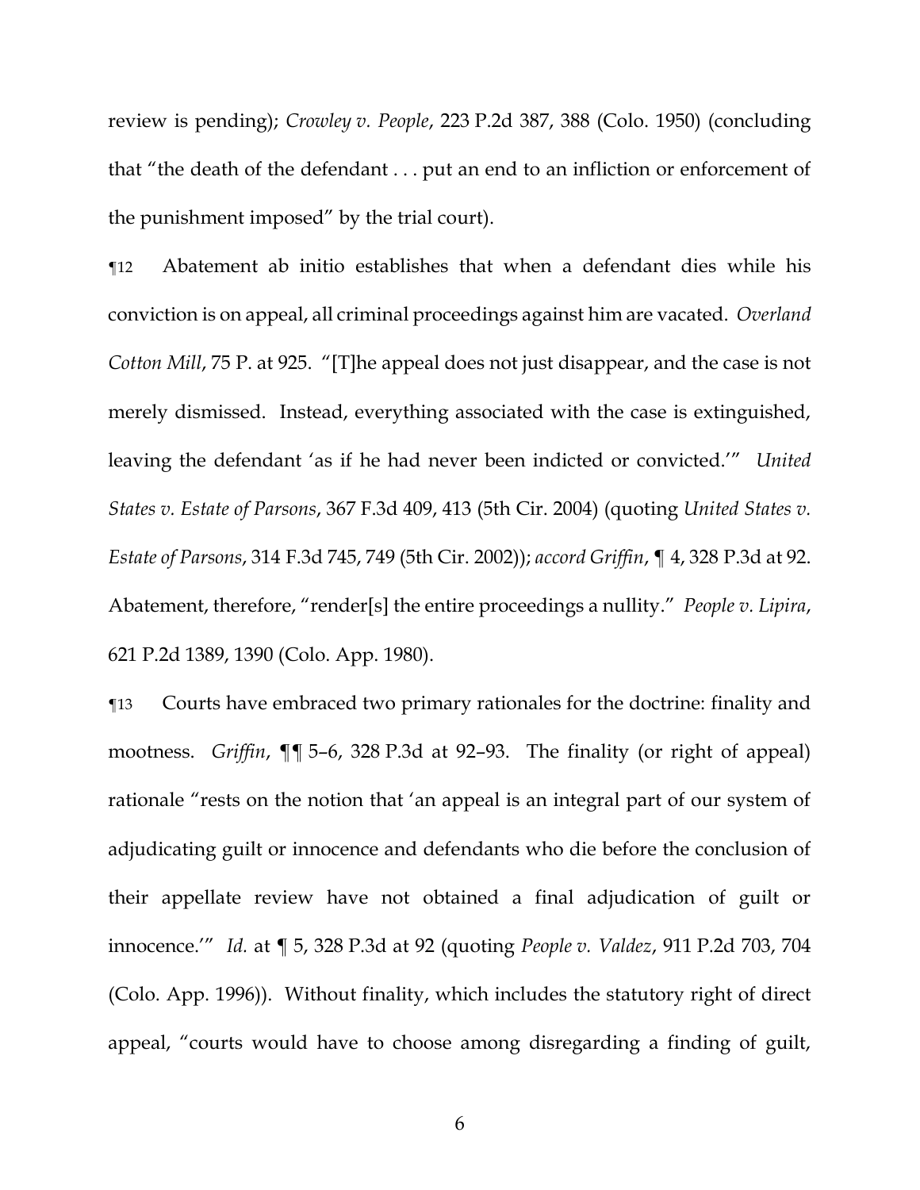review is pending); *Crowley v. People*, 223 P.2d 387, 388 (Colo. 1950) (concluding that "the death of the defendant . . . put an end to an infliction or enforcement of the punishment imposed" by the trial court).

¶12 Abatement ab initio establishes that when a defendant dies while his conviction is on appeal, all criminal proceedings against him are vacated. *Overland Cotton Mill*, 75 P. at 925. "[T]he appeal does not just disappear, and the case is not merely dismissed. Instead, everything associated with the case is extinguished, leaving the defendant 'as if he had never been indicted or convicted.'" *United States v. Estate of Parsons*, 367 F.3d 409, 413 (5th Cir. 2004) (quoting *United States v. Estate of Parsons*, 314 F.3d 745, 749 (5th Cir. 2002)); *accord Griffin*, ¶ 4, 328 P.3d at 92. Abatement, therefore, "render[s] the entire proceedings a nullity." *People v. Lipira*, 621 P.2d 1389, 1390 (Colo. App. 1980).

¶13 Courts have embraced two primary rationales for the doctrine: finality and mootness. *Griffin*, ¶¶ 5–6, 328 P.3d at 92–93. The finality (or right of appeal) rationale "rests on the notion that 'an appeal is an integral part of our system of adjudicating guilt or innocence and defendants who die before the conclusion of their appellate review have not obtained a final adjudication of guilt or innocence.'" *Id.* at ¶ 5, 328 P.3d at 92 (quoting *People v. Valdez*, 911 P.2d 703, 704 (Colo. App. 1996)). Without finality, which includes the statutory right of direct appeal, "courts would have to choose among disregarding a finding of guilt,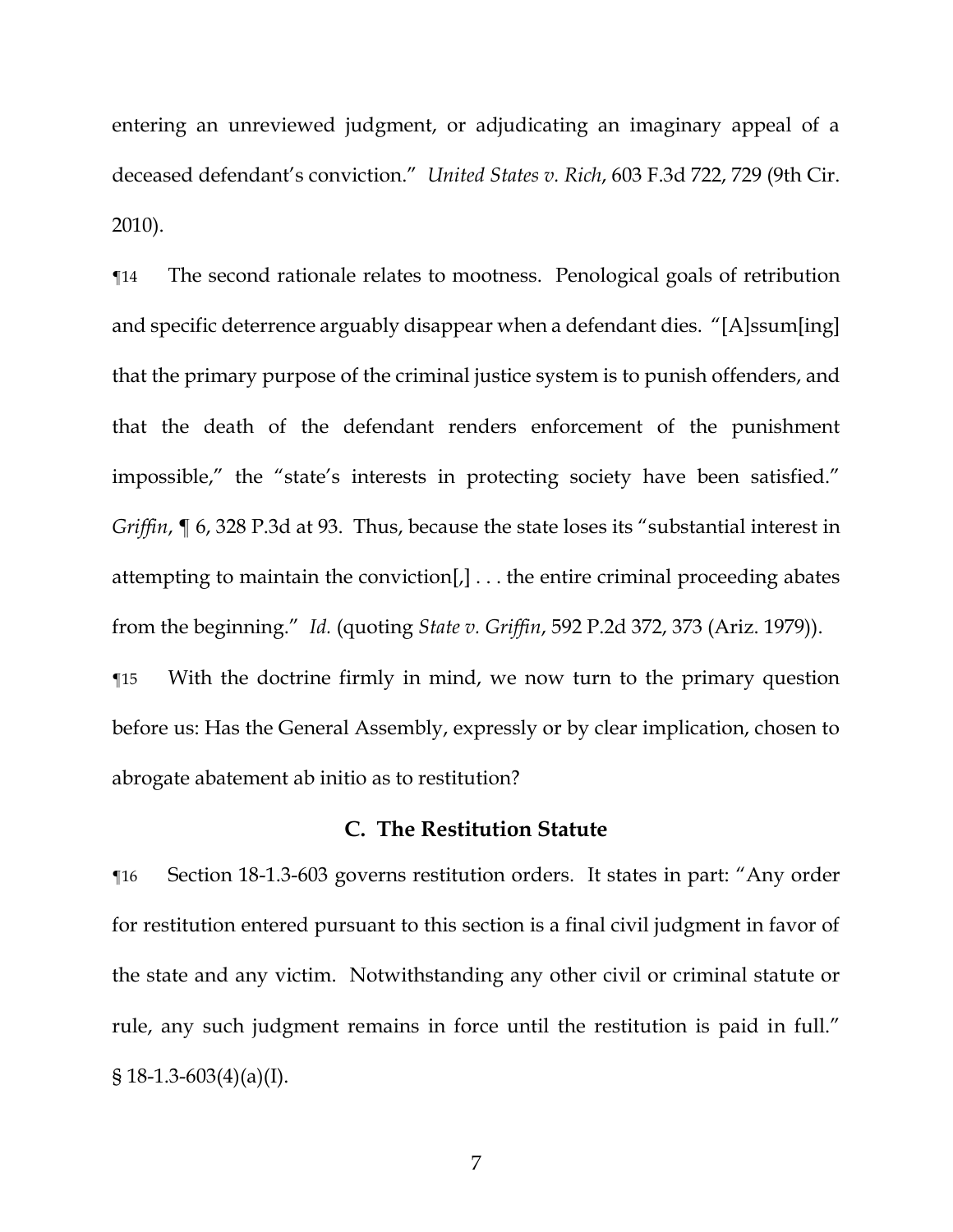entering an unreviewed judgment, or adjudicating an imaginary appeal of a deceased defendant's conviction." *United States v. Rich*, 603 F.3d 722, 729 (9th Cir. 2010).

¶14 The second rationale relates to mootness. Penological goals of retribution and specific deterrence arguably disappear when a defendant dies. "[A]ssum[ing] that the primary purpose of the criminal justice system is to punish offenders, and that the death of the defendant renders enforcement of the punishment impossible," the "state's interests in protecting society have been satisfied." *Griffin*, ¶ 6, 328 P.3d at 93. Thus, because the state loses its "substantial interest in attempting to maintain the conviction[,] . . . the entire criminal proceeding abates from the beginning." *Id.* (quoting *State v. Griffin*, 592 P.2d 372, 373 (Ariz. 1979)).

¶15 With the doctrine firmly in mind, we now turn to the primary question before us: Has the General Assembly, expressly or by clear implication, chosen to abrogate abatement ab initio as to restitution?

### C. The Restitution Statute

¶16 Section 18-1.3-603 governs restitution orders. It states in part: "Any order for restitution entered pursuant to this section is a final civil judgment in favor of the state and any victim. Notwithstanding any other civil or criminal statute or rule, any such judgment remains in force until the restitution is paid in full." § 18-1.3-603(4)(a)(I).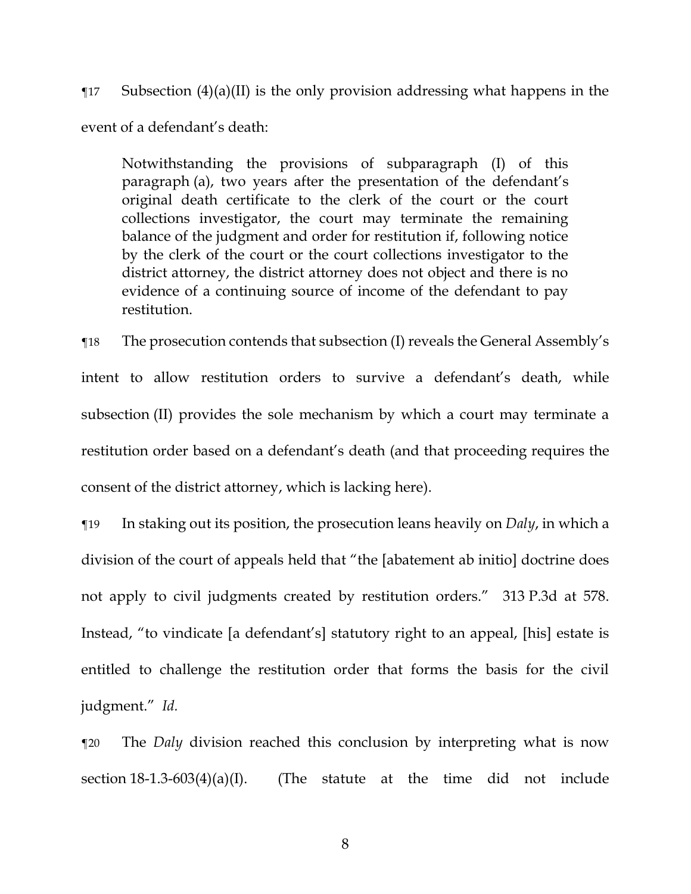¶17 Subsection (4)(a)(II) is the only provision addressing what happens in the event of a defendant's death:

> Notwithstanding the provisions of subparagraph (I) of this paragraph (a), two years after the presentation of the defendant's original death certificate to the clerk of the court or the court collections investigator, the court may terminate the remaining balance of the judgment and order for restitution if, following notice by the clerk of the court or the court collections investigator to the district attorney, the district attorney does not object and there is no evidence of a continuing source of income of the defendant to pay restitution.

¶18 The prosecution contends that subsection (I) reveals the General Assembly's intent to allow restitution orders to survive a defendant's death, while subsection (II) provides the sole mechanism by which a court may terminate a restitution order based on a defendant's death (and that proceeding requires the consent of the district attorney, which is lacking here).

¶19 In staking out its position, the prosecution leans heavily on *Daly*, in which a division of the court of appeals held that "the [abatement ab initio] doctrine does not apply to civil judgments created by restitution orders." 313 P.3d at 578. Instead, "to vindicate [a defendant's] statutory right to an appeal, [his] estate is entitled to challenge the restitution order that forms the basis for the civil judgment." *Id.*

¶20 The *Daly* division reached this conclusion by interpreting what is now section 18-1.3-603(4)(a)(I). (The statute at the time did not include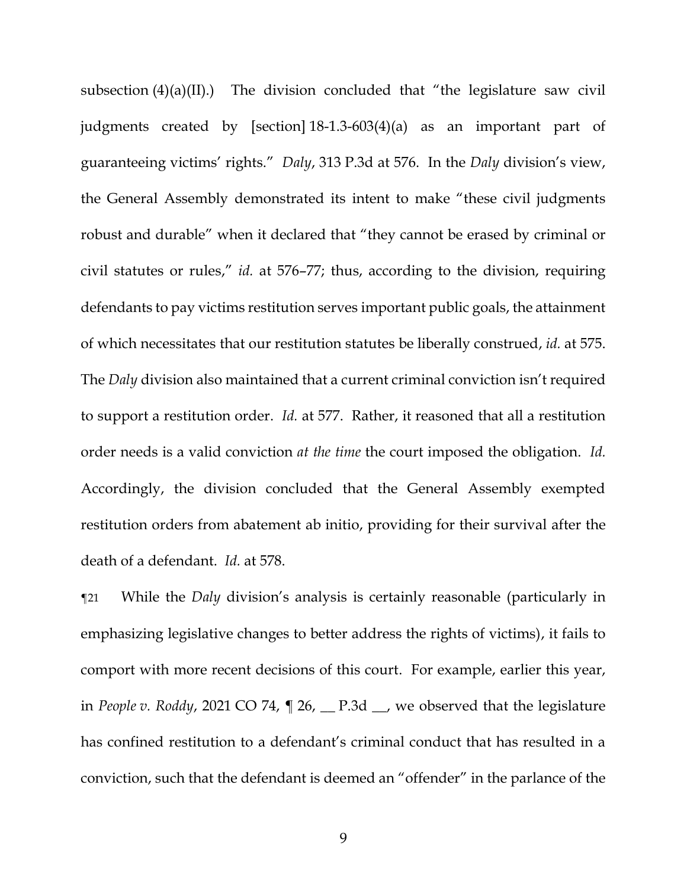subsection (4)(a)(II).) The division concluded that "the legislature saw civil judgments created by [section] 18-1.3-603(4)(a) as an important part of guaranteeing victims' rights." *Daly*, 313 P.3d at 576. In the *Daly* division's view, the General Assembly demonstrated its intent to make "these civil judgments robust and durable" when it declared that "they cannot be erased by criminal or civil statutes or rules," *id.* at 576–77; thus, according to the division, requiring defendants to pay victims restitution serves important public goals, the attainment of which necessitates that our restitution statutes be liberally construed, *id.* at 575. The *Daly* division also maintained that a current criminal conviction isn't required to support a restitution order. *Id.* at 577. Rather, it reasoned that all a restitution order needs is a valid conviction *at the time* the court imposed the obligation. *Id.* Accordingly, the division concluded that the General Assembly exempted restitution orders from abatement ab initio, providing for their survival after the death of a defendant. *Id.* at 578.

¶21 While the *Daly* division's analysis is certainly reasonable (particularly in emphasizing legislative changes to better address the rights of victims), it fails to comport with more recent decisions of this court. For example, earlier this year, in *People v. Roddy*, 2021 CO 74, ¶ 26, __ P.3d __, we observed that the legislature has confined restitution to a defendant's criminal conduct that has resulted in a conviction, such that the defendant is deemed an "offender" in the parlance of the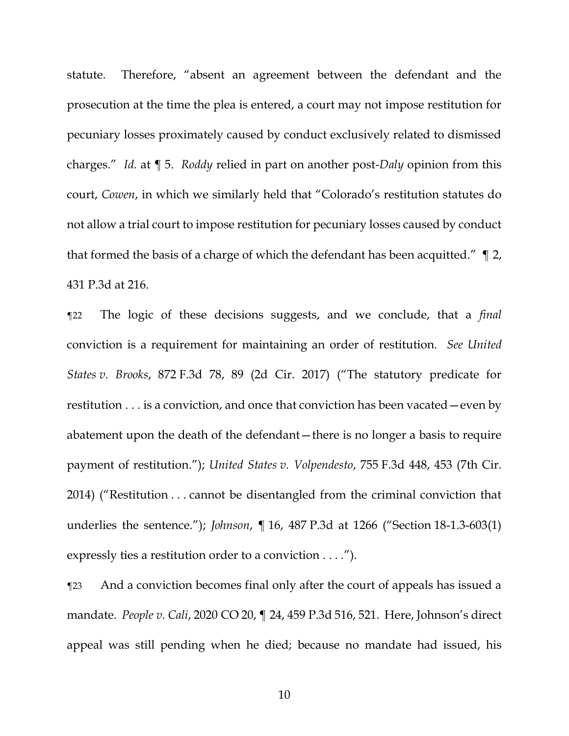statute. Therefore, "absent an agreement between the defendant and the prosecution at the time the plea is entered, a court may not impose restitution for pecuniary losses proximately caused by conduct exclusively related to dismissed charges." *Id.* at ¶ 5. *Roddy* relied in part on another post-*Daly* opinion from this court, *Cowen*, in which we similarly held that "Colorado's restitution statutes do not allow a trial court to impose restitution for pecuniary losses caused by conduct that formed the basis of a charge of which the defendant has been acquitted." ¶ 2, 431 P.3d at 216.

¶22 The logic of these decisions suggests, and we conclude, that a *final* conviction is a requirement for maintaining an order of restitution. *See United States v. Brooks*, 872 F.3d 78, 89 (2d Cir. 2017) ("The statutory predicate for restitution . . . is a conviction, and once that conviction has been vacated—even by abatement upon the death of the defendant—there is no longer a basis to require payment of restitution."); *United States v. Volpendesto*, 755 F.3d 448, 453 (7th Cir. 2014) ("Restitution . . . cannot be disentangled from the criminal conviction that underlies the sentence."); *Johnson*, ¶ 16, 487 P.3d at 1266 ("Section 18-1.3-603(1) expressly ties a restitution order to a conviction . . . .").

¶23 And a conviction becomes final only after the court of appeals has issued a mandate. *People v. Cali*, 2020 CO 20, ¶ 24, 459 P.3d 516, 521. Here, Johnson's direct appeal was still pending when he died; because no mandate had issued, his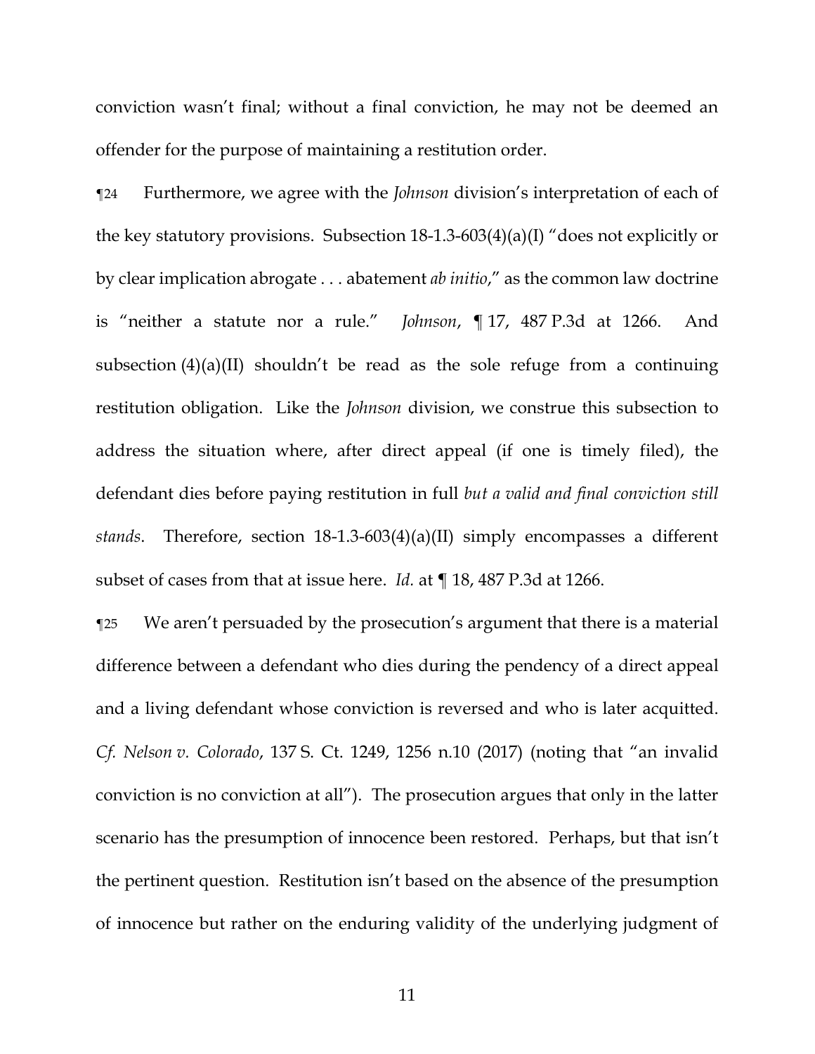conviction wasn't final; without a final conviction, he may not be deemed an offender for the purpose of maintaining a restitution order.

¶24 Furthermore, we agree with the *Johnson* division's interpretation of each of the key statutory provisions. Subsection 18-1.3-603(4)(a)(I) "does not explicitly or by clear implication abrogate . . . abatement *ab initio*," as the common law doctrine is "neither a statute nor a rule." *Johnson*, ¶ 17, 487 P.3d at 1266. And subsection (4)(a)(II) shouldn't be read as the sole refuge from a continuing restitution obligation. Like the *Johnson* division, we construe this subsection to address the situation where, after direct appeal (if one is timely filed), the defendant dies before paying restitution in full *but a valid and final conviction still stands*. Therefore, section 18-1.3-603(4)(a)(II) simply encompasses a different subset of cases from that at issue here. *Id.* at ¶ 18, 487 P.3d at 1266.

¶25 We aren't persuaded by the prosecution's argument that there is a material difference between a defendant who dies during the pendency of a direct appeal and a living defendant whose conviction is reversed and who is later acquitted. *Cf. Nelson v. Colorado*, 137 S. Ct. 1249, 1256 n.10 (2017) (noting that "an invalid conviction is no conviction at all"). The prosecution argues that only in the latter scenario has the presumption of innocence been restored. Perhaps, but that isn't the pertinent question. Restitution isn't based on the absence of the presumption of innocence but rather on the enduring validity of the underlying judgment of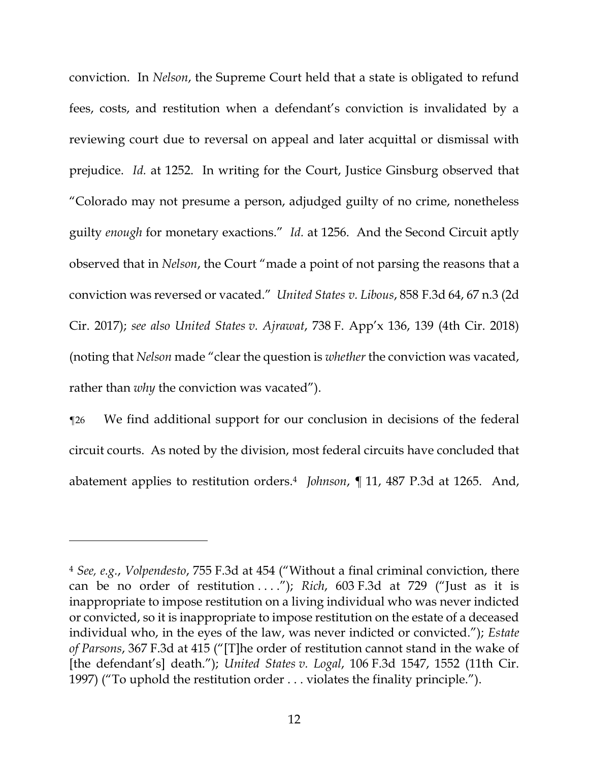conviction. In *Nelson*, the Supreme Court held that a state is obligated to refund fees, costs, and restitution when a defendant's conviction is invalidated by a reviewing court due to reversal on appeal and later acquittal or dismissal with prejudice. *Id.* at 1252. In writing for the Court, Justice Ginsburg observed that "Colorado may not presume a person, adjudged guilty of no crime, nonetheless guilty *enough* for monetary exactions." *Id.* at 1256. And the Second Circuit aptly observed that in *Nelson*, the Court "made a point of not parsing the reasons that a conviction was reversed or vacated." *United States v. Libous*, 858 F.3d 64, 67 n.3 (2d Cir. 2017); *see also United States v. Ajrawat*, 738 F. App'x 136, 139 (4th Cir. 2018) (noting that *Nelson* made "clear the question is *whether* the conviction was vacated, rather than *why* the conviction was vacated").

¶26 We find additional support for our conclusion in decisions of the federal circuit courts. As noted by the division, most federal circuits have concluded that abatement applies to restitution orders.[4] *Johnson*, ¶ 11, 487 P.3d at 1265. And,

---

[4] *See, e.g.*, *Volpendesto*, 755 F.3d at 454 ("Without a final criminal conviction, there can be no order of restitution . . . ."); *Rich*, 603 F.3d at 729 ("Just as it is inappropriate to impose restitution on a living individual who was never indicted or convicted, so it is inappropriate to impose restitution on the estate of a deceased individual who, in the eyes of the law, was never indicted or convicted."); *Estate of Parsons*, 367 F.3d at 415 ("[T]he order of restitution cannot stand in the wake of [the defendant's] death."); *United States v. Logal*, 106 F.3d 1547, 1552 (11th Cir. 1997) ("To uphold the restitution order . . . violates the finality principle.").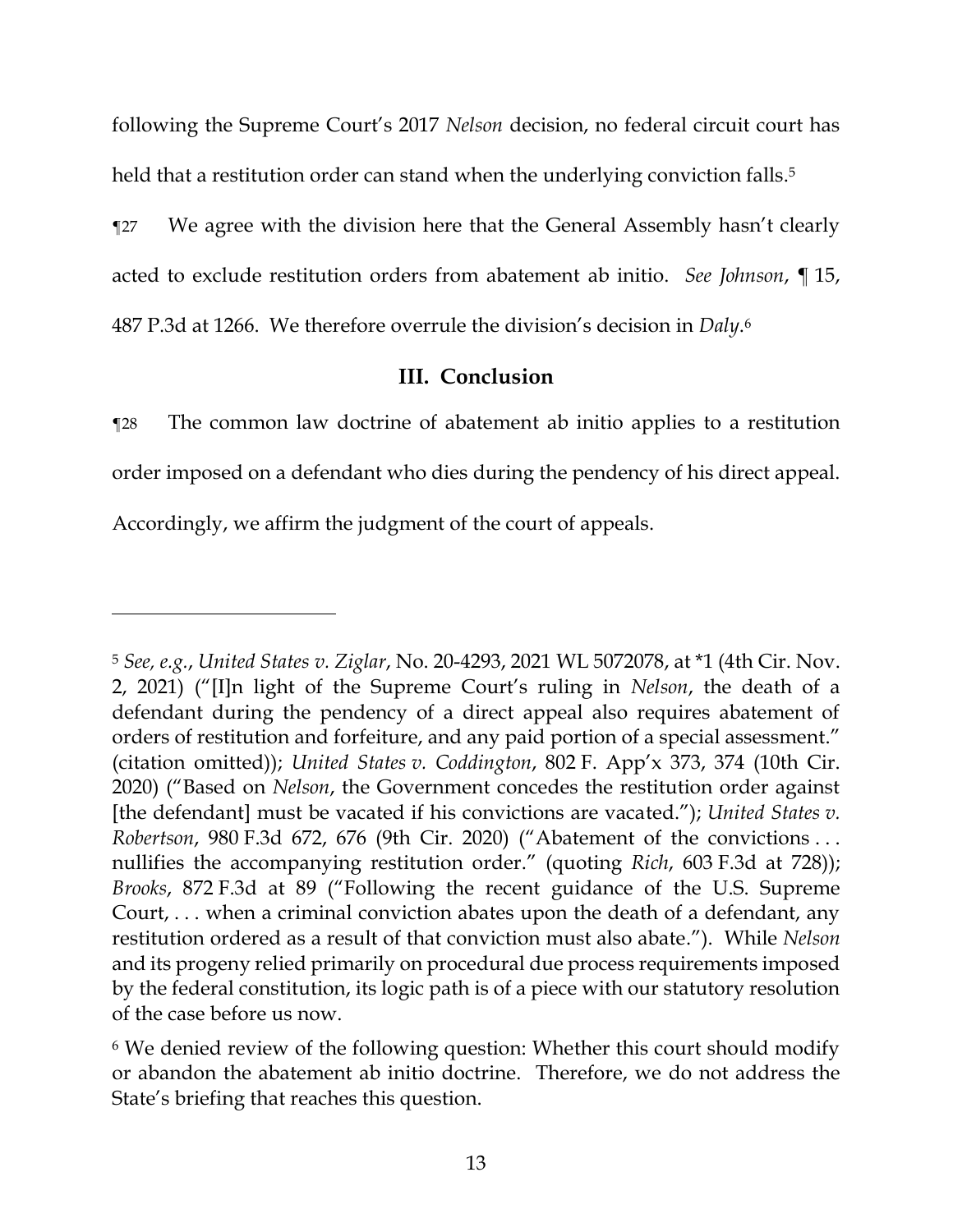following the Supreme Court's 2017 *Nelson* decision, no federal circuit court has held that a restitution order can stand when the underlying conviction falls.[5]

¶27 We agree with the division here that the General Assembly hasn't clearly acted to exclude restitution orders from abatement ab initio. *See Johnson*, ¶ 15, 487 P.3d at 1266. We therefore overrule the division's decision in *Daly*.[6]

## III. Conclusion

¶28 The common law doctrine of abatement ab initio applies to a restitution order imposed on a defendant who dies during the pendency of his direct appeal. Accordingly, we affirm the judgment of the court of appeals.

---

[5] *See, e.g.*, *United States v. Ziglar*, No. 20-4293, 2021 WL 5072078, at *1 (4th Cir. Nov. 2, 2021) ("[I]n light of the Supreme Court's ruling in *Nelson*, the death of a defendant during the pendency of a direct appeal also requires abatement of orders of restitution and forfeiture, and any paid portion of a special assessment." (citation omitted)); *United States v. Coddington*, 802 F. App'x 373, 374 (10th Cir. 2020) ("Based on *Nelson*, the Government concedes the restitution order against [the defendant] must be vacated if his convictions are vacated."); *United States v. Robertson*, 980 F.3d 672, 676 (9th Cir. 2020) ("Abatement of the convictions . . . nullifies the accompanying restitution order." (quoting *Rich*, 603 F.3d at 728)); *Brooks*, 872 F.3d at 89 ("Following the recent guidance of the U.S. Supreme Court, . . . when a criminal conviction abates upon the death of a defendant, any restitution ordered as a result of that conviction must also abate."). While *Nelson* and its progeny relied primarily on procedural due process requirements imposed by the federal constitution, its logic path is of a piece with our statutory resolution of the case before us now.

[6] We denied review of the following question: Whether this court should modify or abandon the abatement ab initio doctrine. Therefore, we do not address the State's briefing that reaches this question.